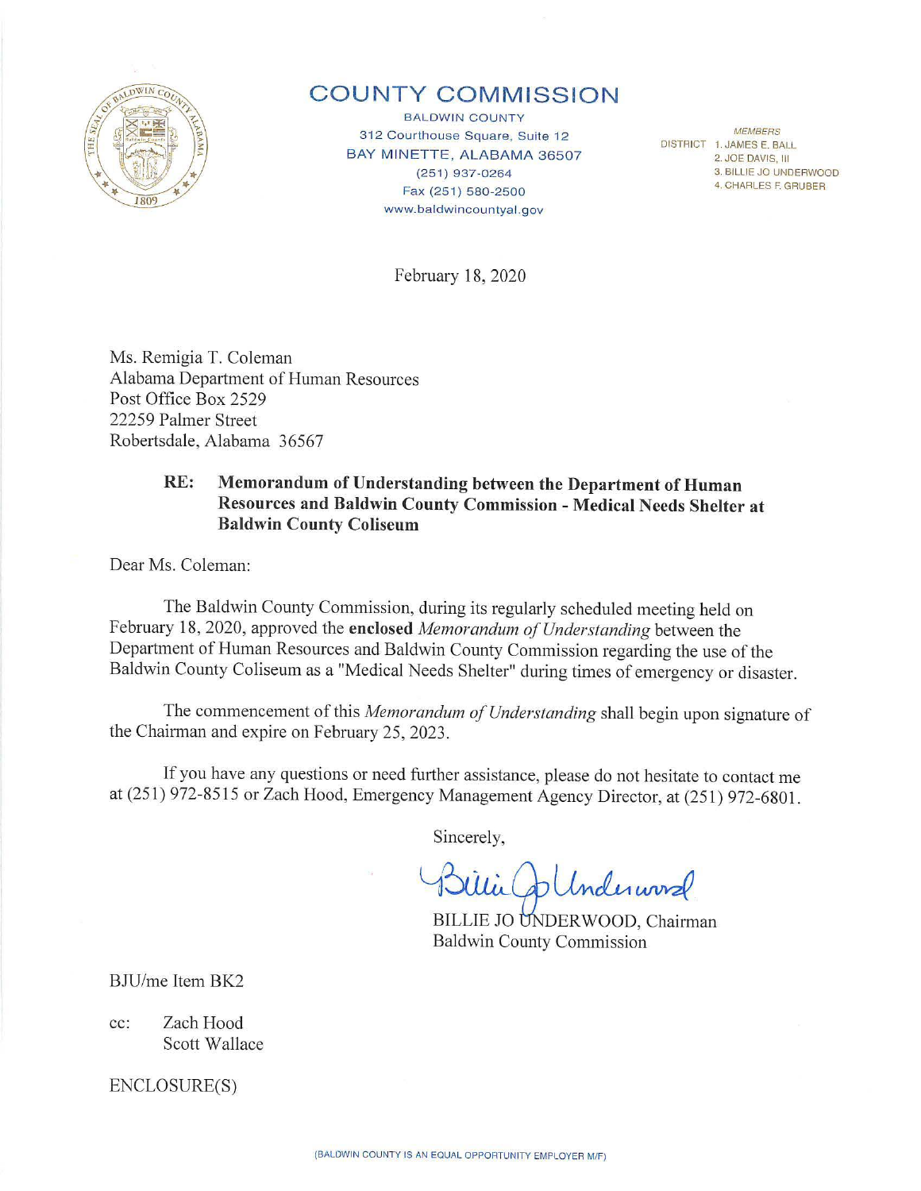# COUNTY COMMISSION

BALDWIN COUNTY
312 Courthouse Square, Suite 12
BAY MINETTE, ALABAMA 36507
(251) 937-0264
Fax (251) 580-2500
www.baldwincountyal.gov

*MEMBERS*
DISTRICT 1. JAMES E. BALL
2. JOE DAVIS, III
3. BILLIE JO UNDERWOOD
4. CHARLES F. GRUBER

February 18, 2020

Ms. Remigia T. Coleman
Alabama Department of Human Resources
Post Office Box 2529
22259 Palmer Street
Robertsdale, Alabama 36567

**RE: Memorandum of Understanding between the Department of Human Resources and Baldwin County Commission - Medical Needs Shelter at Baldwin County Coliseum**

Dear Ms. Coleman:

The Baldwin County Commission, during its regularly scheduled meeting held on February 18, 2020, approved the **enclosed** *Memorandum of Understanding* between the Department of Human Resources and Baldwin County Commission regarding the use of the Baldwin County Coliseum as a "Medical Needs Shelter" during times of emergency or disaster.

The commencement of this *Memorandum of Understanding* shall begin upon signature of the Chairman and expire on February 25, 2023.

If you have any questions or need further assistance, please do not hesitate to contact me at (251) 972-8515 or Zach Hood, Emergency Management Agency Director, at (251) 972-6801.

Sincerely,

Billie Jo Underwood

BILLIE JO UNDERWOOD, Chairman
Baldwin County Commission

BJU/me Item BK2

cc: Zach Hood
Scott Wallace

ENCLOSURE(S)

(BALDWIN COUNTY IS AN EQUAL OPPORTUNITY EMPLOYER M/F)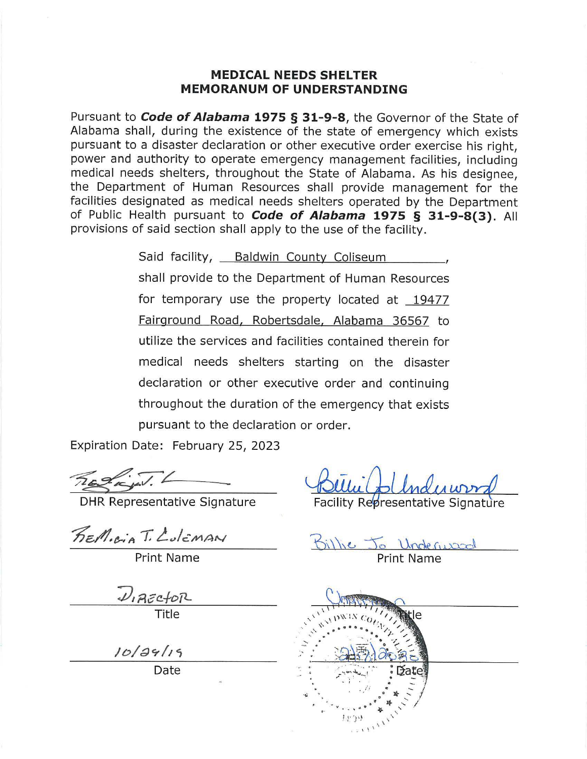## MEDICAL NEEDS SHELTER MEMORANUM OF UNDERSTANDING

Pursuant to ***Code of Alabama* 1975 § 31-9-8**, the Governor of the State of Alabama shall, during the existence of the state of emergency which exists pursuant to a disaster declaration or other executive order exercise his right, power and authority to operate emergency management facilities, including medical needs shelters, throughout the State of Alabama. As his designee, the Department of Human Resources shall provide management for the facilities designated as medical needs shelters operated by the Department of Public Health pursuant to ***Code of Alabama* 1975 § 31-9-8(3)**. All provisions of said section shall apply to the use of the facility.

Said facility, Baldwin County Coliseum, shall provide to the Department of Human Resources for temporary use the property located at 19477 Fairground Road, Robertsdale, Alabama 36567 to utilize the services and facilities contained therein for medical needs shelters starting on the disaster declaration or other executive order and continuing throughout the duration of the emergency that exists pursuant to the declaration or order.

Expiration Date: February 25, 2023

| | |
|---|---|
| [signature] | [signature] |
| DHR Representative Signature | Facility Representative Signature |
| ReMelia T. Coleman | Billie Jo Underwood |
| Print Name | Print Name |
| Director | Chairman |
| Title | Title |
| 10/29/19 | 2/2/2022 |
| Date | Date |